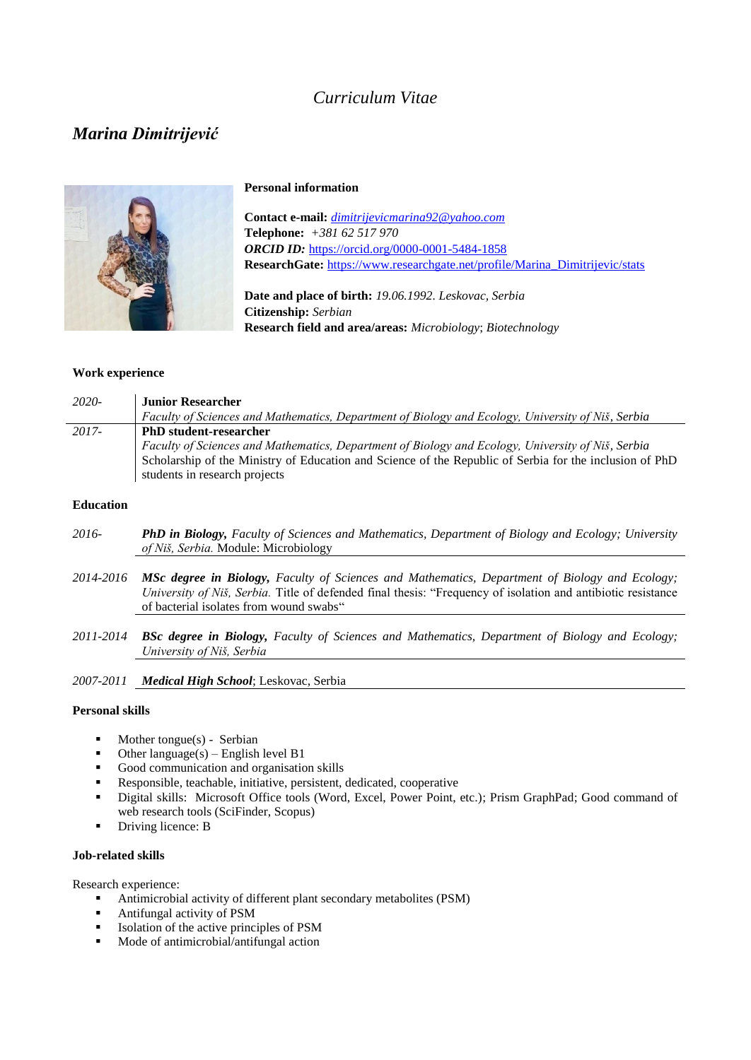*Curriculum Vitae*

# *Marina Dimitrijević*

**Personal information**

**Contact e-mail:** *dimitrijevicmarina92@yahoo.com*
**Telephone:** *+381 62 517 970*
***ORCID ID:*** https://orcid.org/0000-0001-5484-1858
**ResearchGate:** https://www.researchgate.net/profile/Marina_Dimitrijevic/stats

**Date and place of birth:** *19.06.1992. Leskovac, Serbia*
**Citizenship:** *Serbian*
**Research field and area/areas:** *Microbiology*; *Biotechnology*

**Work experience**

| | |
|---|---|
| *2020-* | **Junior Researcher**<br>*Faculty of Sciences and Mathematics, Department of Biology and Ecology, University of Niš, Serbia* |
| *2017-* | **PhD student-researcher**<br>*Faculty of Sciences and Mathematics, Department of Biology and Ecology, University of Niš, Serbia*<br>Scholarship of the Ministry of Education and Science of the Republic of Serbia for the inclusion of PhD students in research projects |

**Education**

| | |
|---|---|
| *2016-* | ***PhD in Biology,*** *Faculty of Sciences and Mathematics, Department of Biology and Ecology; University of Niš, Serbia.* Module: Microbiology |
| *2014-2016* | ***MSc degree in Biology,*** *Faculty of Sciences and Mathematics, Department of Biology and Ecology; University of Niš, Serbia.* Title of defended final thesis: "Frequency of isolation and antibiotic resistance of bacterial isolates from wound swabs" |
| *2011-2014* | ***BSc degree in Biology,*** *Faculty of Sciences and Mathematics, Department of Biology and Ecology; University of Niš, Serbia* |
| *2007-2011* | ***Medical High School***; Leskovac, Serbia |

**Personal skills**

- Mother tongue(s) - Serbian
- Other language(s) – English level B1
- Good communication and organisation skills
- Responsible, teachable, initiative, persistent, dedicated, cooperative
- Digital skills: Microsoft Office tools (Word, Excel, Power Point, etc.); Prism GraphPad; Good command of web research tools (SciFinder, Scopus)
- Driving licence: B

**Job-related skills**

Research experience:

- Antimicrobial activity of different plant secondary metabolites (PSM)
- Antifungal activity of PSM
- Isolation of the active principles of PSM
- Mode of antimicrobial/antifungal action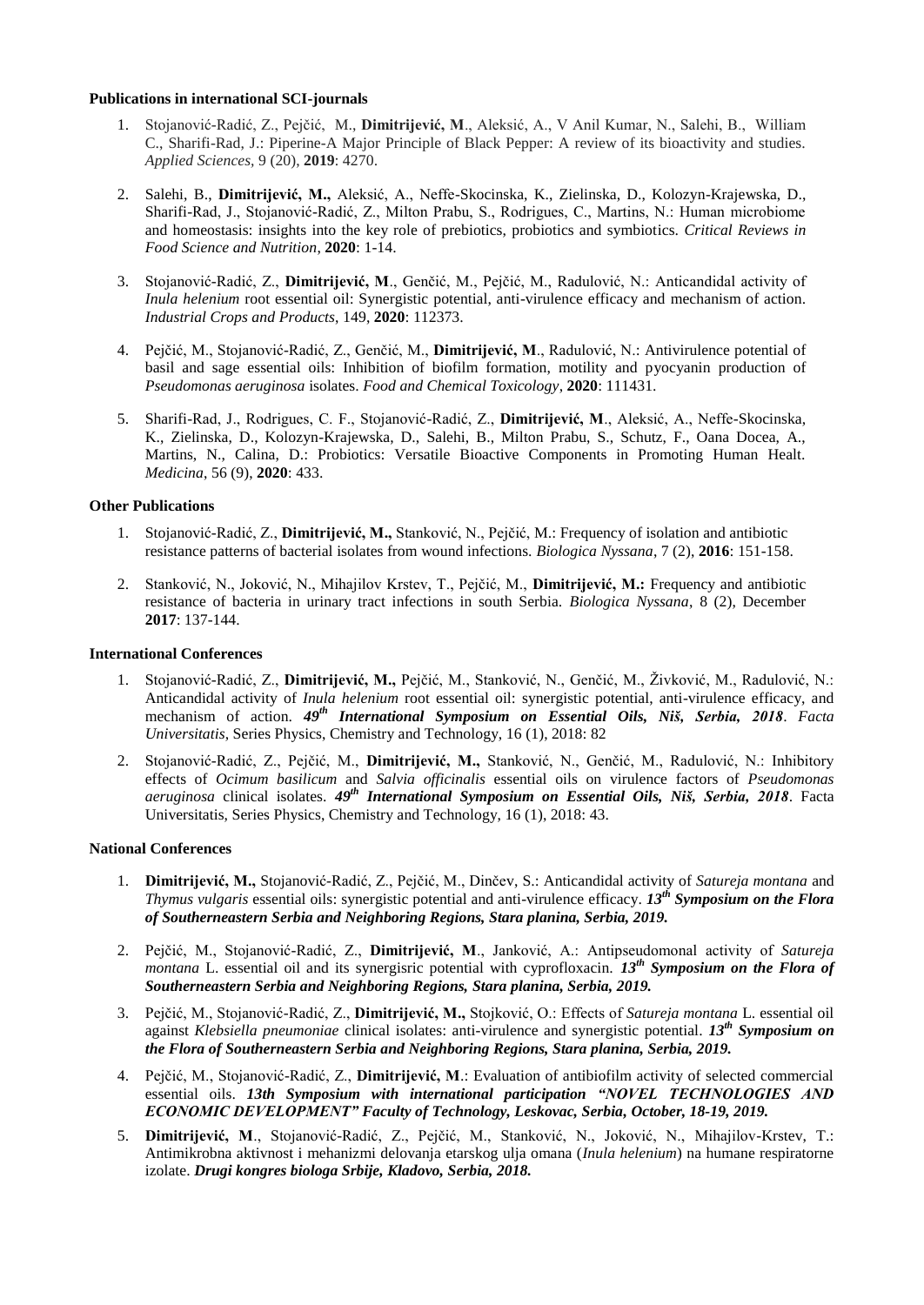**Publications in international SCI-journals**

1. Stojanović-Radić, Z., Pejčić, M., **Dimitrijević, M**., Aleksić, A., V Anil Kumar, N., Salehi, B., William C., Sharifi-Rad, J.: Piperine-A Major Principle of Black Pepper: A review of its bioactivity and studies. *Applied Sciences,* 9 (20), **2019**: 4270.

2. Salehi, B., **Dimitrijević, M.,** Aleksić, A., Neffe-Skocinska, K., Zielinska, D., Kolozyn-Krajewska, D., Sharifi-Rad, J., Stojanović-Radić, Z., Milton Prabu, S., Rodrigues, C., Martins, N.: Human microbiome and homeostasis: insights into the key role of prebiotics, probiotics and symbiotics. *Critical Reviews in Food Science and Nutrition*, **2020**: 1-14.

3. Stojanović-Radić, Z., **Dimitrijević, M**., Genčić, M., Pejčić, M., Radulović, N.: Anticandidal activity of *Inula helenium* root essential oil: Synergistic potential, anti-virulence efficacy and mechanism of action. *Industrial Crops and Products*, 149, **2020**: 112373.

4. Pejčić, M., Stojanović-Radić, Z., Genčić, M., **Dimitrijević, M**., Radulović, N.: Antivirulence potential of basil and sage essential oils: Inhibition of biofilm formation, motility and pyocyanin production of *Pseudomonas aeruginosa* isolates. *Food and Chemical Toxicology*, **2020**: 111431.

5. Sharifi-Rad, J., Rodrigues, C. F., Stojanović-Radić, Z., **Dimitrijević, M**., Aleksić, A., Neffe-Skocinska, K., Zielinska, D., Kolozyn-Krajewska, D., Salehi, B., Milton Prabu, S., Schutz, F., Oana Docea, A., Martins, N., Calina, D.: Probiotics: Versatile Bioactive Components in Promoting Human Healt. *Medicina*, 56 (9), **2020**: 433.

**Other Publications**

1. Stojanović-Radić, Z., **Dimitrijević, M.,** Stanković, N., Pejčić, M.: Frequency of isolation and antibiotic resistance patterns of bacterial isolates from wound infections. *Biologica Nyssana*, 7 (2), **2016**: 151-158.

2. Stanković, N., Joković, N., Mihajilov Krstev, T., Pejčić, M., **Dimitrijević, M.:** Frequency and antibiotic resistance of bacteria in urinary tract infections in south Serbia. *Biologica Nyssana*, 8 (2), December **2017**: 137-144.

**International Conferences**

1. Stojanović-Radić, Z., **Dimitrijević, M.,** Pejčić, M., Stanković, N., Genčić, M., Živković, M., Radulović, N.: Anticandidal activity of *Inula helenium* root essential oil: synergistic potential, anti-virulence efficacy, and mechanism of action. ***49th International Symposium on Essential Oils, Niš, Serbia, 2018***. *Facta Universitatis*, Series Physics, Chemistry and Technology, 16 (1), 2018: 82

2. Stojanović-Radić, Z., Pejčić, M., **Dimitrijević, M.,** Stanković, N., Genčić, M., Radulović, N.: Inhibitory effects of *Ocimum basilicum* and *Salvia officinalis* essential oils on virulence factors of *Pseudomonas aeruginosa* clinical isolates. ***49th International Symposium on Essential Oils, Niš, Serbia, 2018***. Facta Universitatis, Series Physics, Chemistry and Technology, 16 (1), 2018: 43.

**National Conferences**

1. **Dimitrijević, M.,** Stojanović-Radić, Z., Pejčić, M., Dinčev, S.: Anticandidal activity of *Satureja montana* and *Thymus vulgaris* essential oils: synergistic potential and anti-virulence efficacy. ***13th Symposium on the Flora of Southerneastern Serbia and Neighboring Regions, Stara planina, Serbia, 2019.***

2. Pejčić, M., Stojanović-Radić, Z., **Dimitrijević, M**., Janković, A.: Antipseudomonal activity of *Satureja montana* L. essential oil and its synergisric potential with cyprofloxacin. ***13th Symposium on the Flora of Southerneastern Serbia and Neighboring Regions, Stara planina, Serbia, 2019.***

3. Pejčić, M., Stojanović-Radić, Z., **Dimitrijević, M.,** Stojković, O.: Effects of *Satureja montana* L. essential oil against *Klebsiella pneumoniae* clinical isolates: anti-virulence and synergistic potential. ***13th Symposium on the Flora of Southerneastern Serbia and Neighboring Regions, Stara planina, Serbia, 2019.***

4. Pejčić, M., Stojanović-Radić, Z., **Dimitrijević, M**.: Evaluation of antibiofilm activity of selected commercial essential oils. ***13th Symposium with international participation "NOVEL TECHNOLOGIES AND ECONOMIC DEVELOPMENT" Faculty of Technology, Leskovac, Serbia, October, 18-19, 2019.***

5. **Dimitrijević, M**., Stojanović-Radić, Z., Pejčić, M., Stanković, N., Joković, N., Mihajilov-Krstev, T.: Antimikrobna aktivnost i mehanizmi delovanja etarskog ulja omana (*Inula helenium*) na humane respiratorne izolate. ***Drugi kongres biologa Srbije, Kladovo, Serbia, 2018.***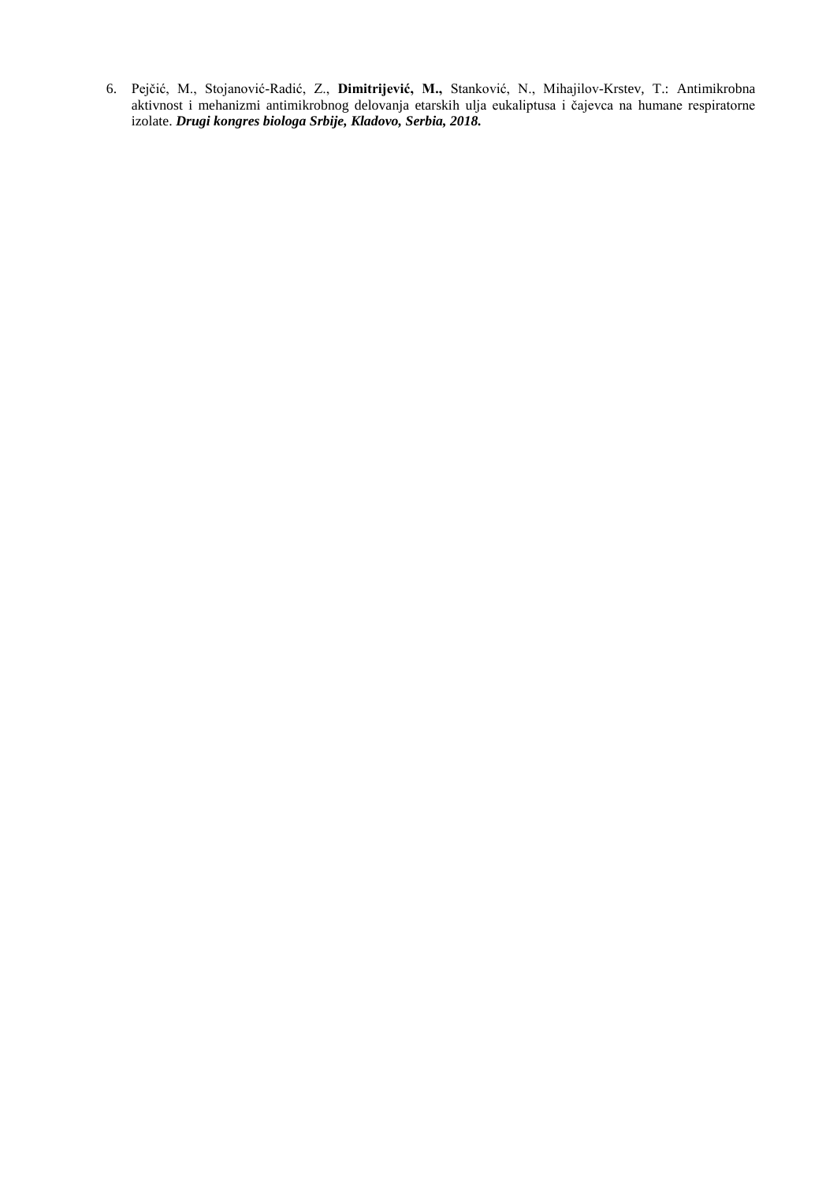6. Pejčić, M., Stojanović-Radić, Z., **Dimitrijević, M.,** Stanković, N., Mihajilov-Krstev, T.: Antimikrobna aktivnost i mehanizmi antimikrobnog delovanja etarskih ulja eukaliptusa i čajevca na humane respiratorne izolate. ***Drugi kongres biologa Srbije, Kladovo, Serbia, 2018.***